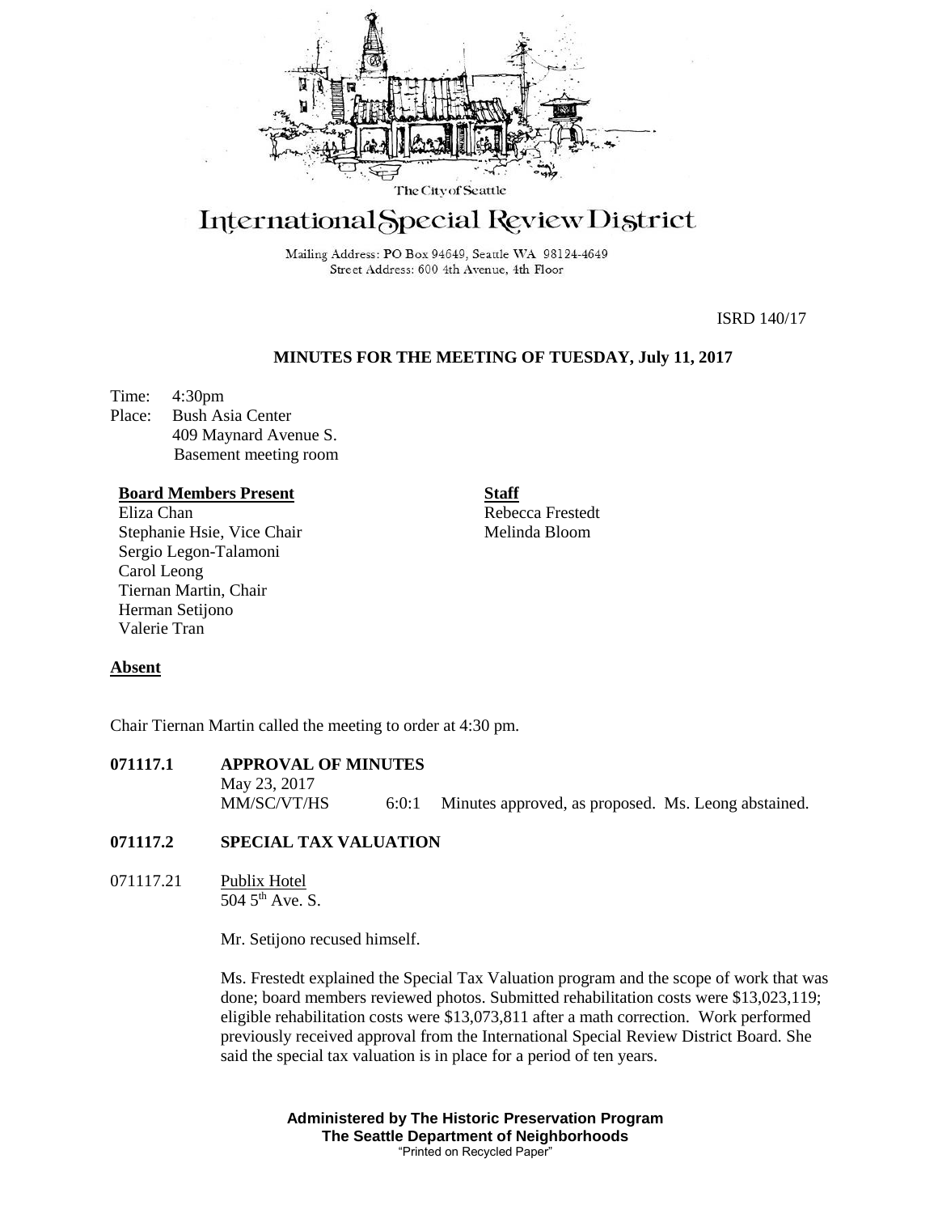The City of Seattle

# International Special Review District

Mailing Address: PO Box 94649, Seattle WA 98124-4649
Street Address: 600 4th Avenue, 4th Floor

ISRD 140/17

## MINUTES FOR THE MEETING OF TUESDAY, July 11, 2017

Time: 4:30pm
Place: Bush Asia Center
409 Maynard Avenue S.
Basement meeting room

**Board Members Present**
Eliza Chan
Stephanie Hsie, Vice Chair
Sergio Legon-Talamoni
Carol Leong
Tiernan Martin, Chair
Herman Setijono
Valerie Tran

**Staff**
Rebecca Frestedt
Melinda Bloom

**Absent**

Chair Tiernan Martin called the meeting to order at 4:30 pm.

**071117.1 APPROVAL OF MINUTES**

May 23, 2017
MM/SC/VT/HS 6:0:1 Minutes approved, as proposed. Ms. Leong abstained.

**071117.2 SPECIAL TAX VALUATION**

071117.21 Publix Hotel
504 5th Ave. S.

Mr. Setijono recused himself.

Ms. Frestedt explained the Special Tax Valuation program and the scope of work that was done; board members reviewed photos. Submitted rehabilitation costs were $13,023,119; eligible rehabilitation costs were $13,073,811 after a math correction. Work performed previously received approval from the International Special Review District Board. She said the special tax valuation is in place for a period of ten years.

**Administered by The Historic Preservation Program**
**The Seattle Department of Neighborhoods**
"Printed on Recycled Paper"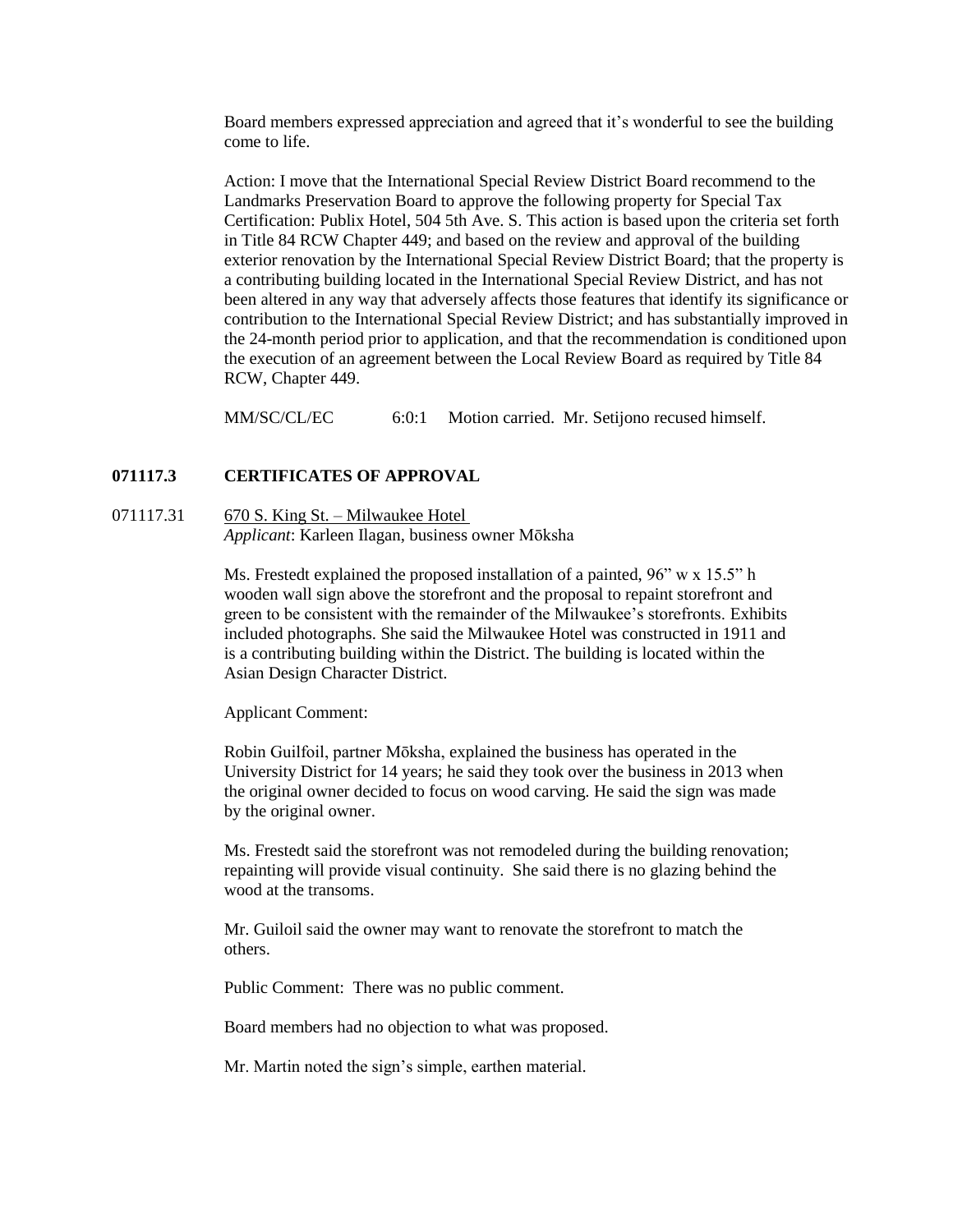Board members expressed appreciation and agreed that it's wonderful to see the building come to life.

Action: I move that the International Special Review District Board recommend to the Landmarks Preservation Board to approve the following property for Special Tax Certification: Publix Hotel, 504 5th Ave. S. This action is based upon the criteria set forth in Title 84 RCW Chapter 449; and based on the review and approval of the building exterior renovation by the International Special Review District Board; that the property is a contributing building located in the International Special Review District, and has not been altered in any way that adversely affects those features that identify its significance or contribution to the International Special Review District; and has substantially improved in the 24-month period prior to application, and that the recommendation is conditioned upon the execution of an agreement between the Local Review Board as required by Title 84 RCW, Chapter 449.

MM/SC/CL/EC 6:0:1 Motion carried. Mr. Setijono recused himself.

## 071117.3 CERTIFICATES OF APPROVAL

071117.31 670 S. King St. – Milwaukee Hotel
*Applicant*: Karleen Ilagan, business owner Mōksha

Ms. Frestedt explained the proposed installation of a painted, 96" w x 15.5" h wooden wall sign above the storefront and the proposal to repaint storefront and green to be consistent with the remainder of the Milwaukee's storefronts. Exhibits included photographs. She said the Milwaukee Hotel was constructed in 1911 and is a contributing building within the District. The building is located within the Asian Design Character District.

Applicant Comment:

Robin Guilfoil, partner Mōksha, explained the business has operated in the University District for 14 years; he said they took over the business in 2013 when the original owner decided to focus on wood carving. He said the sign was made by the original owner.

Ms. Frestedt said the storefront was not remodeled during the building renovation; repainting will provide visual continuity. She said there is no glazing behind the wood at the transoms.

Mr. Guiloil said the owner may want to renovate the storefront to match the others.

Public Comment: There was no public comment.

Board members had no objection to what was proposed.

Mr. Martin noted the sign's simple, earthen material.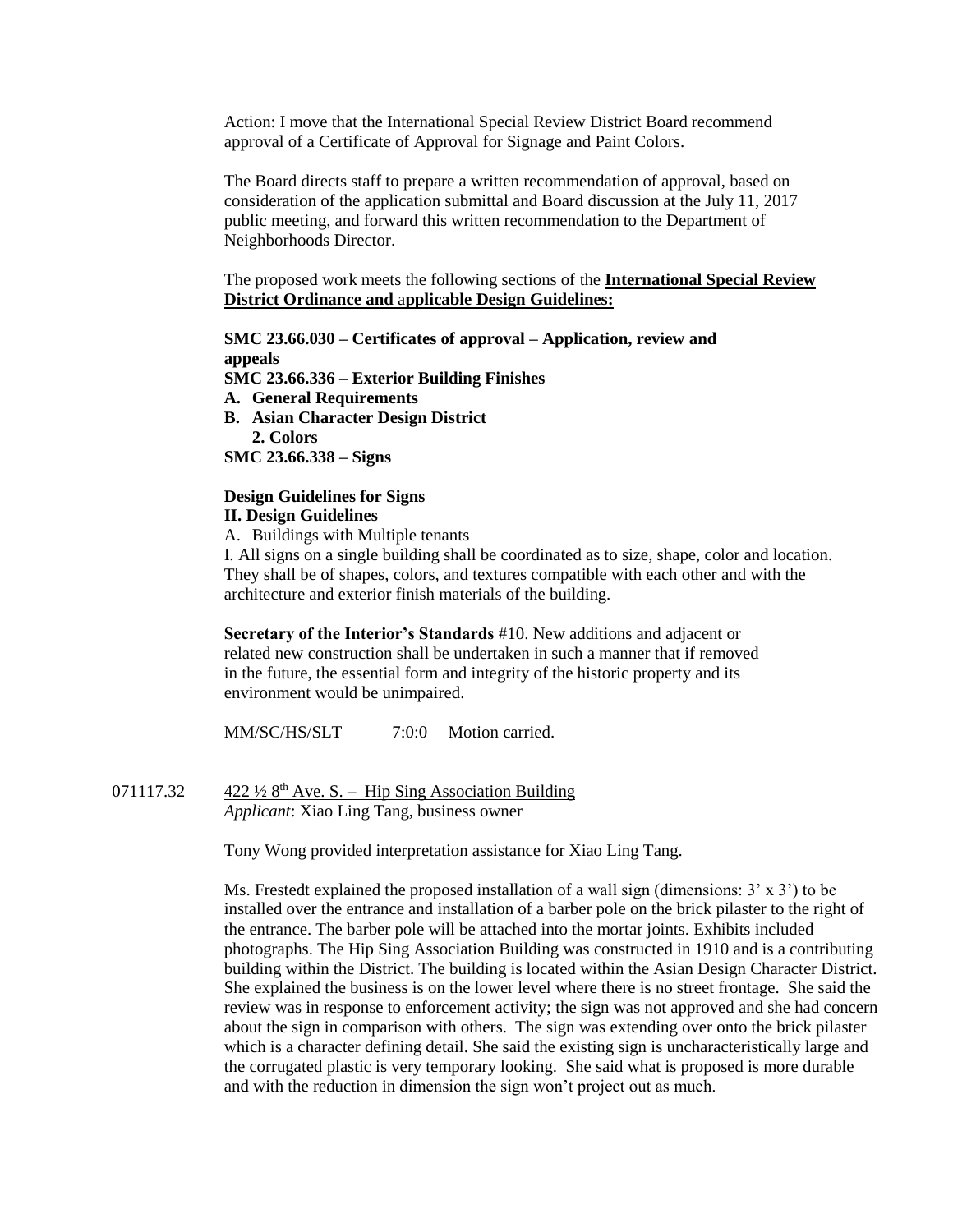Action: I move that the International Special Review District Board recommend approval of a Certificate of Approval for Signage and Paint Colors.

The Board directs staff to prepare a written recommendation of approval, based on consideration of the application submittal and Board discussion at the July 11, 2017 public meeting, and forward this written recommendation to the Department of Neighborhoods Director.

The proposed work meets the following sections of the **International Special Review District Ordinance and applicable Design Guidelines:**

**SMC 23.66.030 – Certificates of approval – Application, review and appeals**
**SMC 23.66.336 – Exterior Building Finishes**
**A. General Requirements**
**B. Asian Character Design District**
**2. Colors**
**SMC 23.66.338 – Signs**

**Design Guidelines for Signs**
**II. Design Guidelines**
A. Buildings with Multiple tenants
I. All signs on a single building shall be coordinated as to size, shape, color and location. They shall be of shapes, colors, and textures compatible with each other and with the architecture and exterior finish materials of the building.

**Secretary of the Interior's Standards** #10. New additions and adjacent or related new construction shall be undertaken in such a manner that if removed in the future, the essential form and integrity of the historic property and its environment would be unimpaired.

MM/SC/HS/SLT 7:0:0 Motion carried.

071117.32 422 ½ 8th Ave. S. – Hip Sing Association Building
*Applicant*: Xiao Ling Tang, business owner

Tony Wong provided interpretation assistance for Xiao Ling Tang.

Ms. Frestedt explained the proposed installation of a wall sign (dimensions: 3' x 3') to be installed over the entrance and installation of a barber pole on the brick pilaster to the right of the entrance. The barber pole will be attached into the mortar joints. Exhibits included photographs. The Hip Sing Association Building was constructed in 1910 and is a contributing building within the District. The building is located within the Asian Design Character District. She explained the business is on the lower level where there is no street frontage. She said the review was in response to enforcement activity; the sign was not approved and she had concern about the sign in comparison with others. The sign was extending over onto the brick pilaster which is a character defining detail. She said the existing sign is uncharacteristically large and the corrugated plastic is very temporary looking. She said what is proposed is more durable and with the reduction in dimension the sign won't project out as much.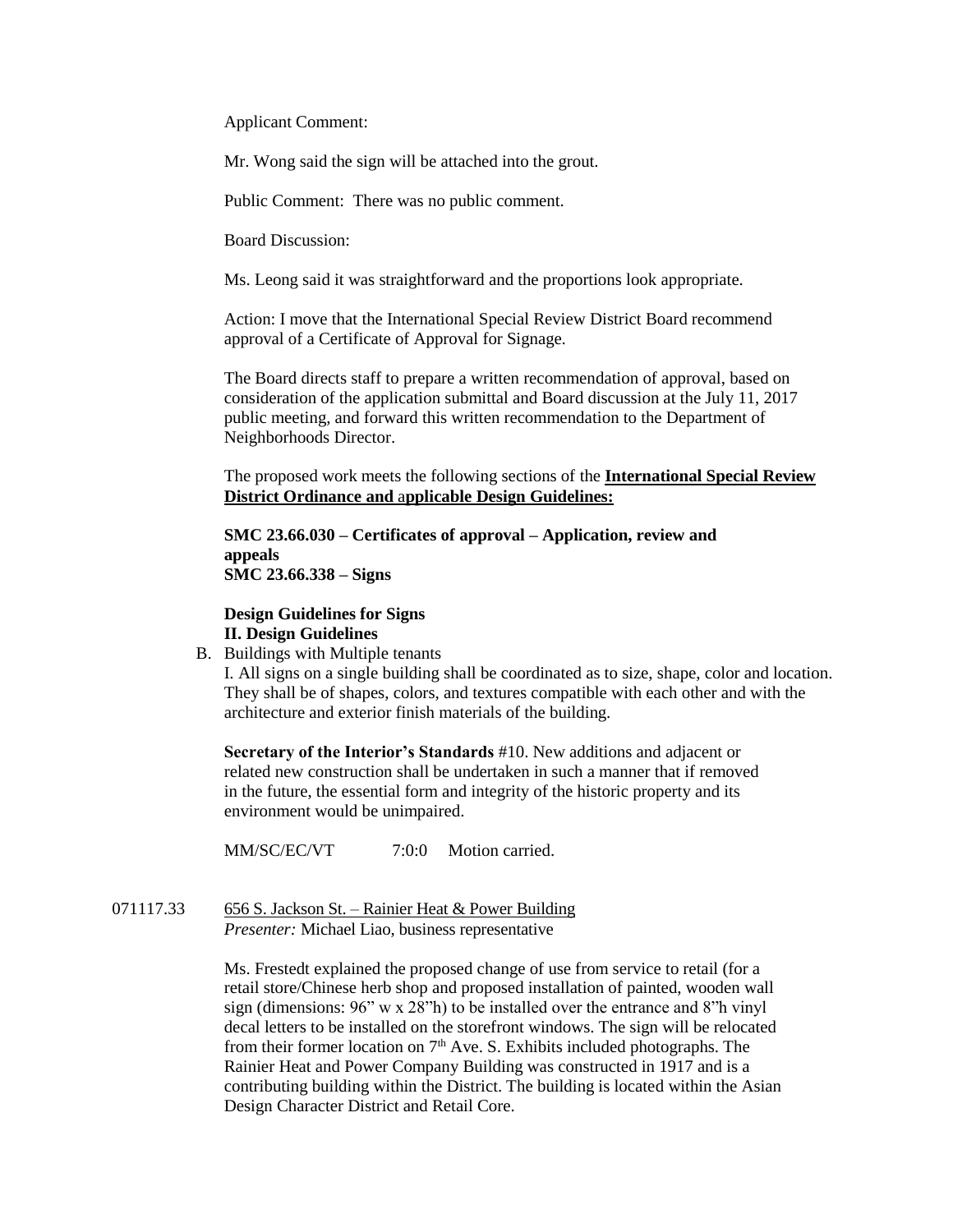Applicant Comment:

Mr. Wong said the sign will be attached into the grout.

Public Comment: There was no public comment.

Board Discussion:

Ms. Leong said it was straightforward and the proportions look appropriate.

Action: I move that the International Special Review District Board recommend approval of a Certificate of Approval for Signage.

The Board directs staff to prepare a written recommendation of approval, based on consideration of the application submittal and Board discussion at the July 11, 2017 public meeting, and forward this written recommendation to the Department of Neighborhoods Director.

The proposed work meets the following sections of the **International Special Review District Ordinance and applicable Design Guidelines:**

**SMC 23.66.030 – Certificates of approval – Application, review and appeals**
**SMC 23.66.338 – Signs**

**Design Guidelines for Signs**
**II. Design Guidelines**

B. Buildings with Multiple tenants
I. All signs on a single building shall be coordinated as to size, shape, color and location. They shall be of shapes, colors, and textures compatible with each other and with the architecture and exterior finish materials of the building.

**Secretary of the Interior's Standards** #10. New additions and adjacent or related new construction shall be undertaken in such a manner that if removed in the future, the essential form and integrity of the historic property and its environment would be unimpaired.

MM/SC/EC/VT 7:0:0 Motion carried.

071117.33 656 S. Jackson St. – Rainier Heat & Power Building
*Presenter:* Michael Liao, business representative

Ms. Frestedt explained the proposed change of use from service to retail (for a retail store/Chinese herb shop and proposed installation of painted, wooden wall sign (dimensions: 96" w x 28"h) to be installed over the entrance and 8"h vinyl decal letters to be installed on the storefront windows. The sign will be relocated from their former location on 7th Ave. S. Exhibits included photographs. The Rainier Heat and Power Company Building was constructed in 1917 and is a contributing building within the District. The building is located within the Asian Design Character District and Retail Core.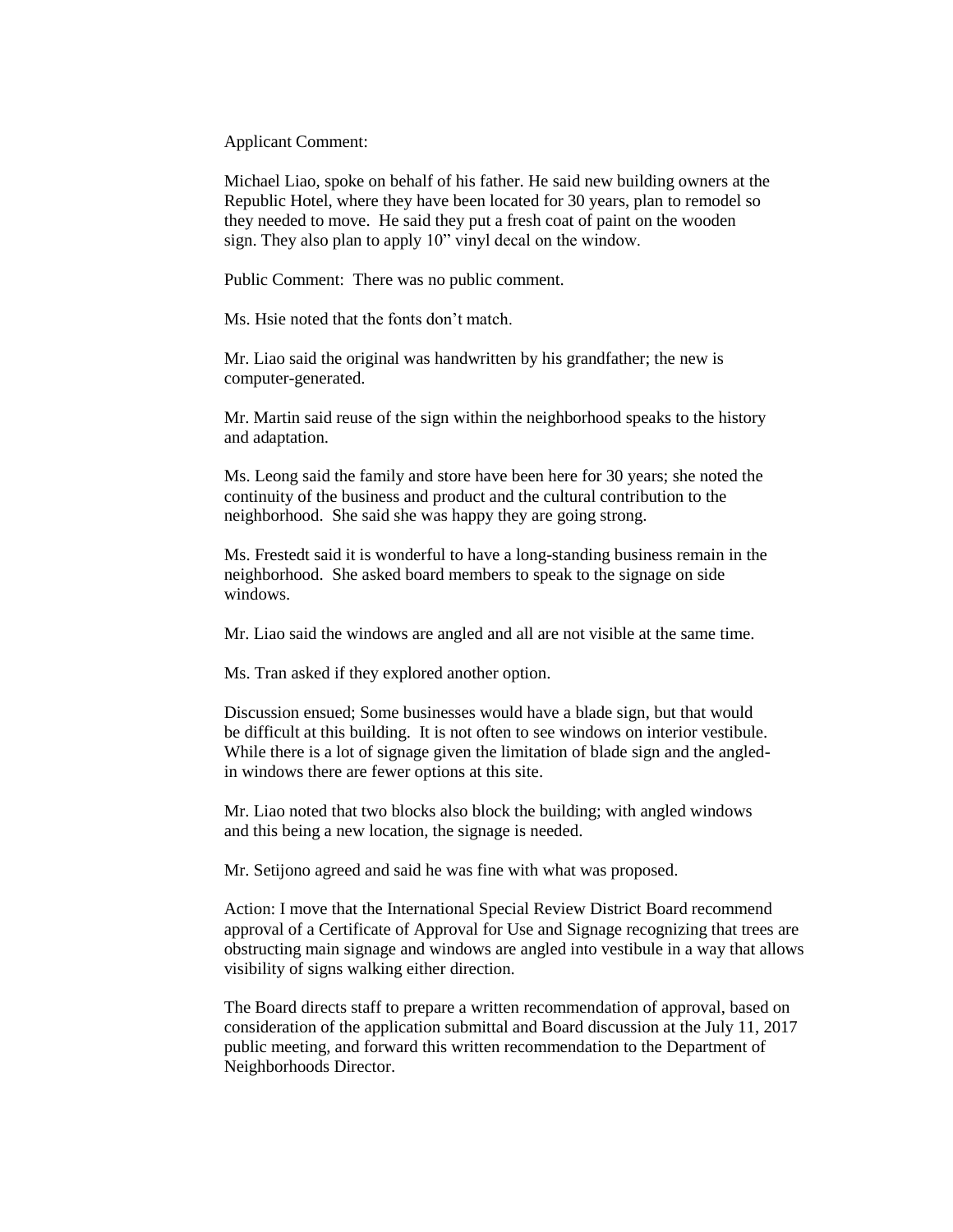Applicant Comment:

Michael Liao, spoke on behalf of his father. He said new building owners at the Republic Hotel, where they have been located for 30 years, plan to remodel so they needed to move. He said they put a fresh coat of paint on the wooden sign. They also plan to apply 10" vinyl decal on the window.

Public Comment: There was no public comment.

Ms. Hsie noted that the fonts don't match.

Mr. Liao said the original was handwritten by his grandfather; the new is computer-generated.

Mr. Martin said reuse of the sign within the neighborhood speaks to the history and adaptation.

Ms. Leong said the family and store have been here for 30 years; she noted the continuity of the business and product and the cultural contribution to the neighborhood. She said she was happy they are going strong.

Ms. Frestedt said it is wonderful to have a long-standing business remain in the neighborhood. She asked board members to speak to the signage on side windows.

Mr. Liao said the windows are angled and all are not visible at the same time.

Ms. Tran asked if they explored another option.

Discussion ensued; Some businesses would have a blade sign, but that would be difficult at this building. It is not often to see windows on interior vestibule. While there is a lot of signage given the limitation of blade sign and the angled-in windows there are fewer options at this site.

Mr. Liao noted that two blocks also block the building; with angled windows and this being a new location, the signage is needed.

Mr. Setijono agreed and said he was fine with what was proposed.

Action: I move that the International Special Review District Board recommend approval of a Certificate of Approval for Use and Signage recognizing that trees are obstructing main signage and windows are angled into vestibule in a way that allows visibility of signs walking either direction.

The Board directs staff to prepare a written recommendation of approval, based on consideration of the application submittal and Board discussion at the July 11, 2017 public meeting, and forward this written recommendation to the Department of Neighborhoods Director.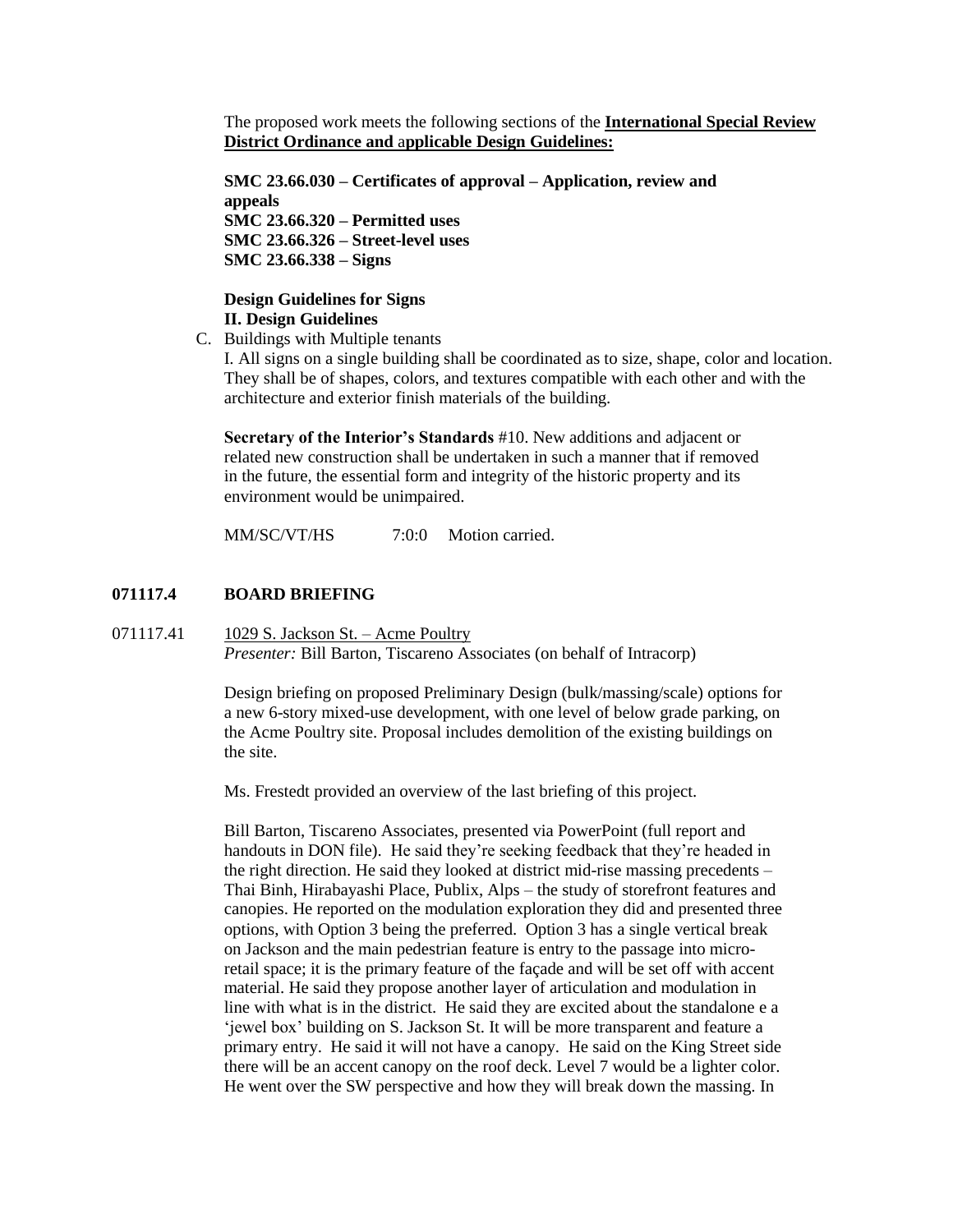The proposed work meets the following sections of the **International Special Review District Ordinance and applicable Design Guidelines:**

**SMC 23.66.030 – Certificates of approval – Application, review and appeals**
**SMC 23.66.320 – Permitted uses**
**SMC 23.66.326 – Street-level uses**
**SMC 23.66.338 – Signs**

**Design Guidelines for Signs**
**II. Design Guidelines**

C. Buildings with Multiple tenants
I. All signs on a single building shall be coordinated as to size, shape, color and location. They shall be of shapes, colors, and textures compatible with each other and with the architecture and exterior finish materials of the building.

**Secretary of the Interior's Standards** #10. New additions and adjacent or related new construction shall be undertaken in such a manner that if removed in the future, the essential form and integrity of the historic property and its environment would be unimpaired.

MM/SC/VT/HS 7:0:0 Motion carried.

## 071117.4 BOARD BRIEFING

071117.41 1029 S. Jackson St. – Acme Poultry
*Presenter:* Bill Barton, Tiscareno Associates (on behalf of Intracorp)

Design briefing on proposed Preliminary Design (bulk/massing/scale) options for a new 6-story mixed-use development, with one level of below grade parking, on the Acme Poultry site. Proposal includes demolition of the existing buildings on the site.

Ms. Frestedt provided an overview of the last briefing of this project.

Bill Barton, Tiscareno Associates, presented via PowerPoint (full report and handouts in DON file). He said they're seeking feedback that they're headed in the right direction. He said they looked at district mid-rise massing precedents – Thai Binh, Hirabayashi Place, Publix, Alps – the study of storefront features and canopies. He reported on the modulation exploration they did and presented three options, with Option 3 being the preferred. Option 3 has a single vertical break on Jackson and the main pedestrian feature is entry to the passage into micro-retail space; it is the primary feature of the façade and will be set off with accent material. He said they propose another layer of articulation and modulation in line with what is in the district. He said they are excited about the standalone e a 'jewel box' building on S. Jackson St. It will be more transparent and feature a primary entry. He said it will not have a canopy. He said on the King Street side there will be an accent canopy on the roof deck. Level 7 would be a lighter color. He went over the SW perspective and how they will break down the massing. In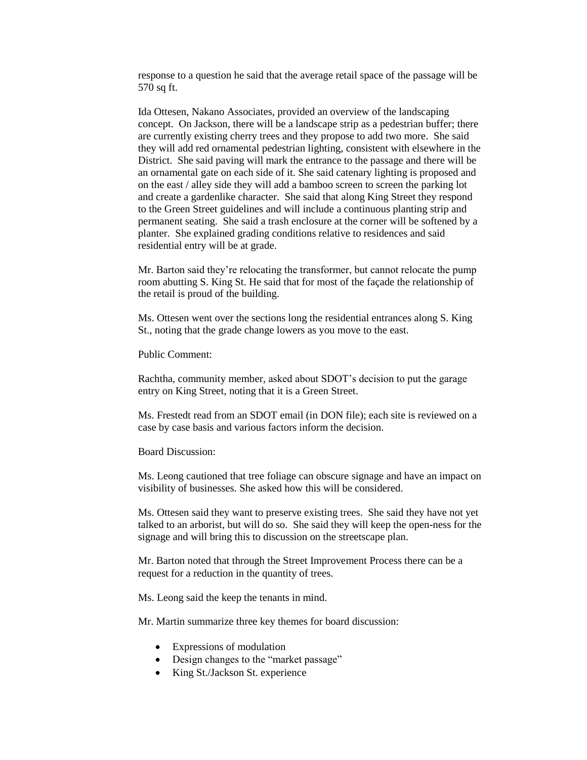response to a question he said that the average retail space of the passage will be 570 sq ft.

Ida Ottesen, Nakano Associates, provided an overview of the landscaping concept. On Jackson, there will be a landscape strip as a pedestrian buffer; there are currently existing cherry trees and they propose to add two more. She said they will add red ornamental pedestrian lighting, consistent with elsewhere in the District. She said paving will mark the entrance to the passage and there will be an ornamental gate on each side of it. She said catenary lighting is proposed and on the east / alley side they will add a bamboo screen to screen the parking lot and create a gardenlike character. She said that along King Street they respond to the Green Street guidelines and will include a continuous planting strip and permanent seating. She said a trash enclosure at the corner will be softened by a planter. She explained grading conditions relative to residences and said residential entry will be at grade.

Mr. Barton said they're relocating the transformer, but cannot relocate the pump room abutting S. King St. He said that for most of the façade the relationship of the retail is proud of the building.

Ms. Ottesen went over the sections long the residential entrances along S. King St., noting that the grade change lowers as you move to the east.

Public Comment:

Rachtha, community member, asked about SDOT's decision to put the garage entry on King Street, noting that it is a Green Street.

Ms. Frestedt read from an SDOT email (in DON file); each site is reviewed on a case by case basis and various factors inform the decision.

Board Discussion:

Ms. Leong cautioned that tree foliage can obscure signage and have an impact on visibility of businesses. She asked how this will be considered.

Ms. Ottesen said they want to preserve existing trees. She said they have not yet talked to an arborist, but will do so. She said they will keep the open-ness for the signage and will bring this to discussion on the streetscape plan.

Mr. Barton noted that through the Street Improvement Process there can be a request for a reduction in the quantity of trees.

Ms. Leong said the keep the tenants in mind.

Mr. Martin summarize three key themes for board discussion:

- Expressions of modulation
- Design changes to the "market passage"
- King St./Jackson St. experience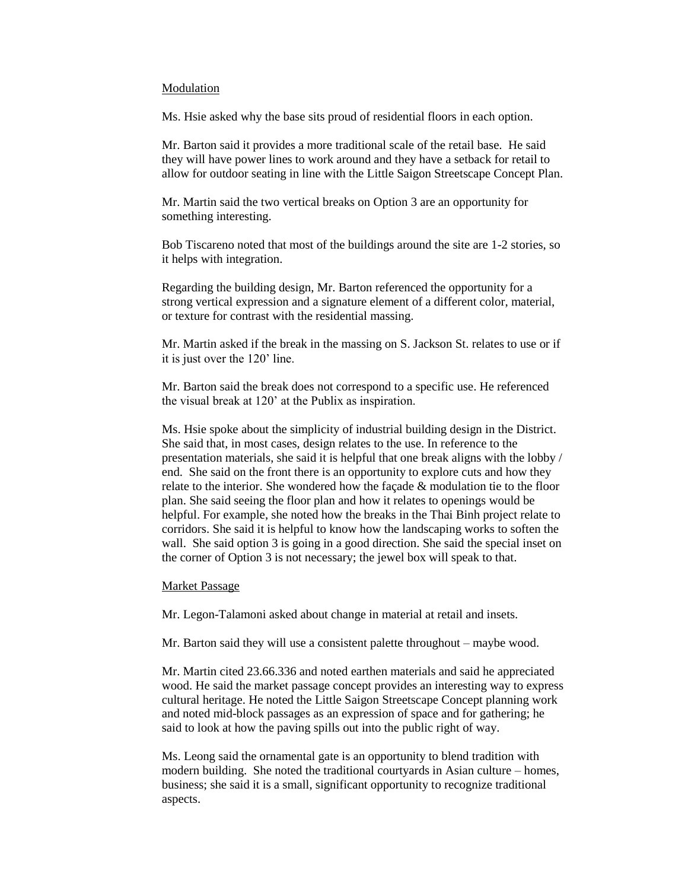Modulation

Ms. Hsie asked why the base sits proud of residential floors in each option.

Mr. Barton said it provides a more traditional scale of the retail base. He said they will have power lines to work around and they have a setback for retail to allow for outdoor seating in line with the Little Saigon Streetscape Concept Plan.

Mr. Martin said the two vertical breaks on Option 3 are an opportunity for something interesting.

Bob Tiscareno noted that most of the buildings around the site are 1-2 stories, so it helps with integration.

Regarding the building design, Mr. Barton referenced the opportunity for a strong vertical expression and a signature element of a different color, material, or texture for contrast with the residential massing.

Mr. Martin asked if the break in the massing on S. Jackson St. relates to use or if it is just over the 120' line.

Mr. Barton said the break does not correspond to a specific use. He referenced the visual break at 120' at the Publix as inspiration.

Ms. Hsie spoke about the simplicity of industrial building design in the District. She said that, in most cases, design relates to the use. In reference to the presentation materials, she said it is helpful that one break aligns with the lobby / end. She said on the front there is an opportunity to explore cuts and how they relate to the interior. She wondered how the façade & modulation tie to the floor plan. She said seeing the floor plan and how it relates to openings would be helpful. For example, she noted how the breaks in the Thai Binh project relate to corridors. She said it is helpful to know how the landscaping works to soften the wall. She said option 3 is going in a good direction. She said the special inset on the corner of Option 3 is not necessary; the jewel box will speak to that.

Market Passage

Mr. Legon-Talamoni asked about change in material at retail and insets.

Mr. Barton said they will use a consistent palette throughout – maybe wood.

Mr. Martin cited 23.66.336 and noted earthen materials and said he appreciated wood. He said the market passage concept provides an interesting way to express cultural heritage. He noted the Little Saigon Streetscape Concept planning work and noted mid-block passages as an expression of space and for gathering; he said to look at how the paving spills out into the public right of way.

Ms. Leong said the ornamental gate is an opportunity to blend tradition with modern building. She noted the traditional courtyards in Asian culture – homes, business; she said it is a small, significant opportunity to recognize traditional aspects.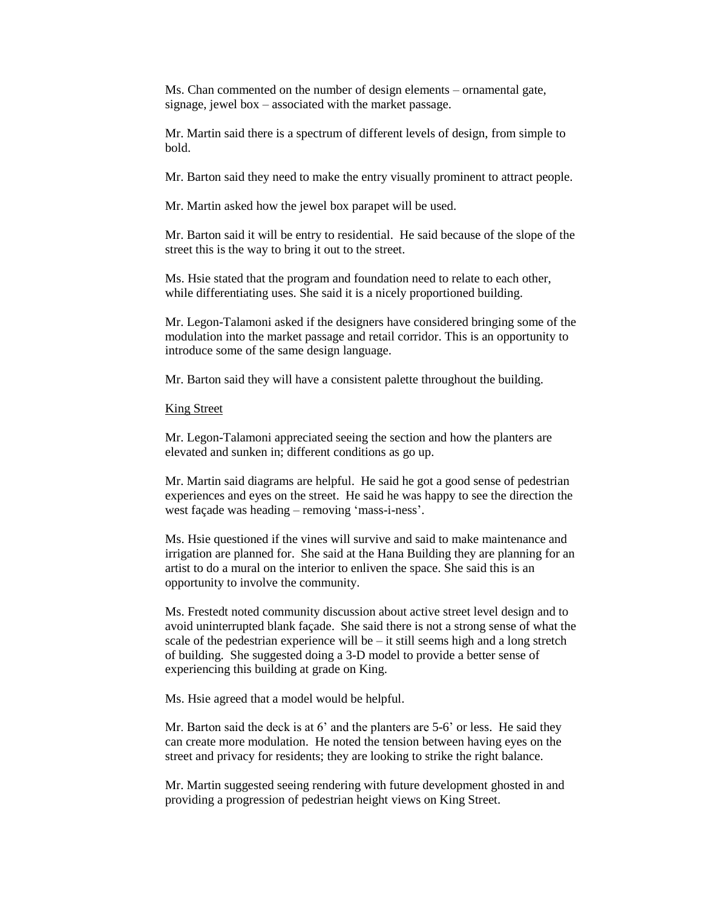Ms. Chan commented on the number of design elements – ornamental gate, signage, jewel box – associated with the market passage.

Mr. Martin said there is a spectrum of different levels of design, from simple to bold.

Mr. Barton said they need to make the entry visually prominent to attract people.

Mr. Martin asked how the jewel box parapet will be used.

Mr. Barton said it will be entry to residential. He said because of the slope of the street this is the way to bring it out to the street.

Ms. Hsie stated that the program and foundation need to relate to each other, while differentiating uses. She said it is a nicely proportioned building.

Mr. Legon-Talamoni asked if the designers have considered bringing some of the modulation into the market passage and retail corridor. This is an opportunity to introduce some of the same design language.

Mr. Barton said they will have a consistent palette throughout the building.

<u>King Street</u>

Mr. Legon-Talamoni appreciated seeing the section and how the planters are elevated and sunken in; different conditions as go up.

Mr. Martin said diagrams are helpful. He said he got a good sense of pedestrian experiences and eyes on the street. He said he was happy to see the direction the west façade was heading – removing 'mass-i-ness'.

Ms. Hsie questioned if the vines will survive and said to make maintenance and irrigation are planned for. She said at the Hana Building they are planning for an artist to do a mural on the interior to enliven the space. She said this is an opportunity to involve the community.

Ms. Frestedt noted community discussion about active street level design and to avoid uninterrupted blank façade. She said there is not a strong sense of what the scale of the pedestrian experience will be – it still seems high and a long stretch of building. She suggested doing a 3-D model to provide a better sense of experiencing this building at grade on King.

Ms. Hsie agreed that a model would be helpful.

Mr. Barton said the deck is at 6' and the planters are 5-6' or less. He said they can create more modulation. He noted the tension between having eyes on the street and privacy for residents; they are looking to strike the right balance.

Mr. Martin suggested seeing rendering with future development ghosted in and providing a progression of pedestrian height views on King Street.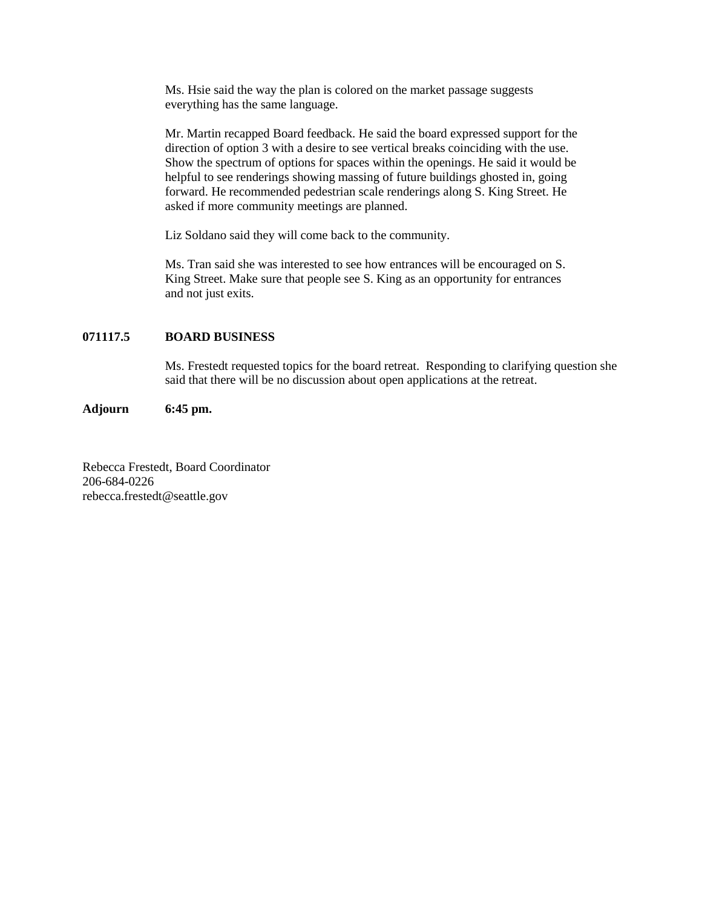Ms. Hsie said the way the plan is colored on the market passage suggests everything has the same language.

Mr. Martin recapped Board feedback. He said the board expressed support for the direction of option 3 with a desire to see vertical breaks coinciding with the use. Show the spectrum of options for spaces within the openings. He said it would be helpful to see renderings showing massing of future buildings ghosted in, going forward. He recommended pedestrian scale renderings along S. King Street. He asked if more community meetings are planned.

Liz Soldano said they will come back to the community.

Ms. Tran said she was interested to see how entrances will be encouraged on S. King Street. Make sure that people see S. King as an opportunity for entrances and not just exits.

**071117.5 BOARD BUSINESS**

Ms. Frestedt requested topics for the board retreat. Responding to clarifying question she said that there will be no discussion about open applications at the retreat.

**Adjourn 6:45 pm.**

Rebecca Frestedt, Board Coordinator
206-684-0226
rebecca.frestedt@seattle.gov